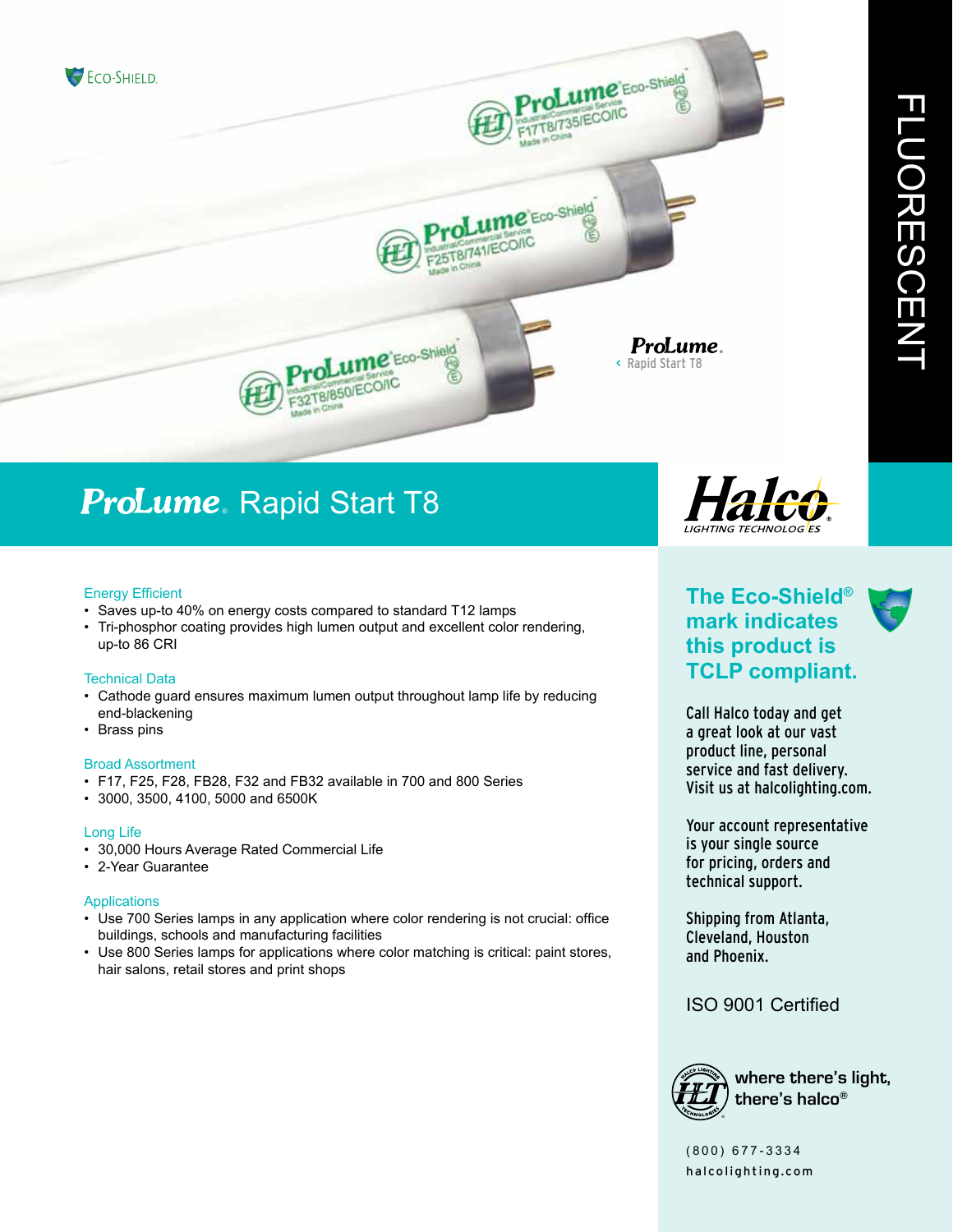ECO-SHIELD.

FLUORESCENT

ProLume.
‹ Rapid Start T8

# ProLume. Rapid Start T8

Halco®
LIGHTING TECHNOLOGIES

### Energy Efficient

- Saves up-to 40% on energy costs compared to standard T12 lamps
- Tri-phosphor coating provides high lumen output and excellent color rendering, up-to 86 CRI

### Technical Data

- Cathode guard ensures maximum lumen output throughout lamp life by reducing end-blackening
- Brass pins

### Broad Assortment

- F17, F25, F28, FB28, F32 and FB32 available in 700 and 800 Series
- 3000, 3500, 4100, 5000 and 6500K

### Long Life

- 30,000 Hours Average Rated Commercial Life
- 2-Year Guarantee

### Applications

- Use 700 Series lamps in any application where color rendering is not crucial: office buildings, schools and manufacturing facilities
- Use 800 Series lamps for applications where color matching is critical: paint stores, hair salons, retail stores and print shops

**The Eco-Shield® mark indicates this product is TCLP compliant.**

Call Halco today and get a great look at our vast product line, personal service and fast delivery. Visit us at halcolighting.com.

Your account representative is your single source for pricing, orders and technical support.

Shipping from Atlanta, Cleveland, Houston and Phoenix.

ISO 9001 Certified

**where there's light, there's halco®**

(800) 677-3334
halcolighting.com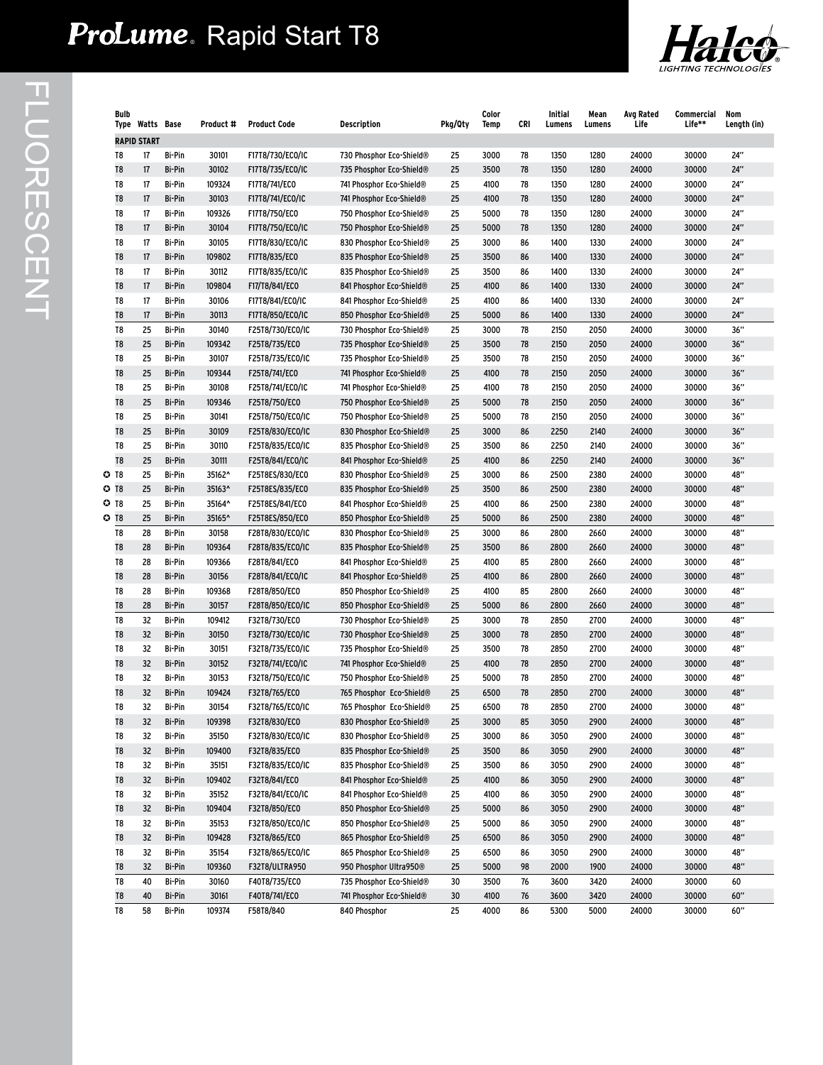# ProLume® Rapid Start T8

FLUORESCENT

| Bulb Type | Watts | Base | Product # | Product Code | Description | Pkg/Qty | Color Temp | CRI | Initial Lumens | Mean Lumens | Avg Rated Life | Commercial Life** | Nom Length (in) |
|---|---|---|---|---|---|---|---|---|---|---|---|---|---|
| **RAPID START** | | | | | | | | | | | | | |
| T8 | 17 | Bi-Pin | 30101 | F17T8/730/ECO/IC | 730 Phosphor Eco-Shield® | 25 | 3000 | 78 | 1350 | 1280 | 24000 | 30000 | 24" |
| T8 | 17 | Bi-Pin | 30102 | F17T8/735/ECO/IC | 735 Phosphor Eco-Shield® | 25 | 3500 | 78 | 1350 | 1280 | 24000 | 30000 | 24" |
| T8 | 17 | Bi-Pin | 109324 | F17T8/741/ECO | 741 Phosphor Eco-Shield® | 25 | 4100 | 78 | 1350 | 1280 | 24000 | 30000 | 24" |
| T8 | 17 | Bi-Pin | 30103 | F17T8/741/ECO/IC | 741 Phosphor Eco-Shield® | 25 | 4100 | 78 | 1350 | 1280 | 24000 | 30000 | 24" |
| T8 | 17 | Bi-Pin | 109326 | F17T8/750/ECO | 750 Phosphor Eco-Shield® | 25 | 5000 | 78 | 1350 | 1280 | 24000 | 30000 | 24" |
| T8 | 17 | Bi-Pin | 30104 | F17T8/750/ECO/IC | 750 Phosphor Eco-Shield® | 25 | 5000 | 78 | 1350 | 1280 | 24000 | 30000 | 24" |
| T8 | 17 | Bi-Pin | 30105 | F17T8/830/ECO/IC | 830 Phosphor Eco-Shield® | 25 | 3000 | 86 | 1400 | 1330 | 24000 | 30000 | 24" |
| T8 | 17 | Bi-Pin | 109802 | F17T8/835/ECO | 835 Phosphor Eco-Shield® | 25 | 3500 | 86 | 1400 | 1330 | 24000 | 30000 | 24" |
| T8 | 17 | Bi-Pin | 30112 | F17T8/835/ECO/IC | 835 Phosphor Eco-Shield® | 25 | 3500 | 86 | 1400 | 1330 | 24000 | 30000 | 24" |
| T8 | 17 | Bi-Pin | 109804 | F17/T8/841/ECO | 841 Phosphor Eco-Shield® | 25 | 4100 | 86 | 1400 | 1330 | 24000 | 30000 | 24" |
| T8 | 17 | Bi-Pin | 30106 | F17T8/841/ECO/IC | 841 Phosphor Eco-Shield® | 25 | 4100 | 86 | 1400 | 1330 | 24000 | 30000 | 24" |
| T8 | 17 | Bi-Pin | 30113 | F17T8/850/ECO/IC | 850 Phosphor Eco-Shield® | 25 | 5000 | 86 | 1400 | 1330 | 24000 | 30000 | 24" |
| T8 | 25 | Bi-Pin | 30140 | F25T8/730/ECO/IC | 730 Phosphor Eco-Shield® | 25 | 3000 | 78 | 2150 | 2050 | 24000 | 30000 | 36" |
| T8 | 25 | Bi-Pin | 109342 | F25T8/735/ECO | 735 Phosphor Eco-Shield® | 25 | 3500 | 78 | 2150 | 2050 | 24000 | 30000 | 36" |
| T8 | 25 | Bi-Pin | 30107 | F25T8/735/ECO/IC | 735 Phosphor Eco-Shield® | 25 | 3500 | 78 | 2150 | 2050 | 24000 | 30000 | 36" |
| T8 | 25 | Bi-Pin | 109344 | F25T8/741/ECO | 741 Phosphor Eco-Shield® | 25 | 4100 | 78 | 2150 | 2050 | 24000 | 30000 | 36" |
| T8 | 25 | Bi-Pin | 30108 | F25T8/741/ECO/IC | 741 Phosphor Eco-Shield® | 25 | 4100 | 78 | 2150 | 2050 | 24000 | 30000 | 36" |
| T8 | 25 | Bi-Pin | 109346 | F25T8/750/ECO | 750 Phosphor Eco-Shield® | 25 | 5000 | 78 | 2150 | 2050 | 24000 | 30000 | 36" |
| T8 | 25 | Bi-Pin | 30141 | F25T8/750/ECO/IC | 750 Phosphor Eco-Shield® | 25 | 5000 | 78 | 2150 | 2050 | 24000 | 30000 | 36" |
| T8 | 25 | Bi-Pin | 30109 | F25T8/830/ECO/IC | 830 Phosphor Eco-Shield® | 25 | 3000 | 86 | 2250 | 2140 | 24000 | 30000 | 36" |
| T8 | 25 | Bi-Pin | 30110 | F25T8/835/ECO/IC | 835 Phosphor Eco-Shield® | 25 | 3500 | 86 | 2250 | 2140 | 24000 | 30000 | 36" |
| T8 | 25 | Bi-Pin | 30111 | F25T8/841/ECO/IC | 841 Phosphor Eco-Shield® | 25 | 4100 | 86 | 2250 | 2140 | 24000 | 30000 | 36" |
| ✪ T8 | 25 | Bi-Pin | 35162^ | F25T8ES/830/ECO | 830 Phosphor Eco-Shield® | 25 | 3000 | 86 | 2500 | 2380 | 24000 | 30000 | 48" |
| ✪ T8 | 25 | Bi-Pin | 35163^ | F25T8ES/835/ECO | 835 Phosphor Eco-Shield® | 25 | 3500 | 86 | 2500 | 2380 | 24000 | 30000 | 48" |
| ✪ T8 | 25 | Bi-Pin | 35164^ | F25T8ES/841/ECO | 841 Phosphor Eco-Shield® | 25 | 4100 | 86 | 2500 | 2380 | 24000 | 30000 | 48" |
| ✪ T8 | 25 | Bi-Pin | 35165^ | F25T8ES/850/ECO | 850 Phosphor Eco-Shield® | 25 | 5000 | 86 | 2500 | 2380 | 24000 | 30000 | 48" |
| T8 | 28 | Bi-Pin | 30158 | F28T8/830/ECO/IC | 830 Phosphor Eco-Shield® | 25 | 3000 | 86 | 2800 | 2660 | 24000 | 30000 | 48" |
| T8 | 28 | Bi-Pin | 109364 | F28T8/835/ECO/IC | 835 Phosphor Eco-Shield® | 25 | 3500 | 86 | 2800 | 2660 | 24000 | 30000 | 48" |
| T8 | 28 | Bi-Pin | 109366 | F28T8/841/ECO | 841 Phosphor Eco-Shield® | 25 | 4100 | 85 | 2800 | 2660 | 24000 | 30000 | 48" |
| T8 | 28 | Bi-Pin | 30156 | F28T8/841/ECO/IC | 841 Phosphor Eco-Shield® | 25 | 4100 | 86 | 2800 | 2660 | 24000 | 30000 | 48" |
| T8 | 28 | Bi-Pin | 109368 | F28T8/850/ECO | 850 Phosphor Eco-Shield® | 25 | 4100 | 85 | 2800 | 2660 | 24000 | 30000 | 48" |
| T8 | 28 | Bi-Pin | 30157 | F28T8/850/ECO/IC | 850 Phosphor Eco-Shield® | 25 | 5000 | 86 | 2800 | 2660 | 24000 | 30000 | 48" |
| T8 | 32 | Bi-Pin | 109412 | F32T8/730/ECO | 730 Phosphor Eco-Shield® | 25 | 3000 | 78 | 2850 | 2700 | 24000 | 30000 | 48" |
| T8 | 32 | Bi-Pin | 30150 | F32T8/730/ECO/IC | 730 Phosphor Eco-Shield® | 25 | 3000 | 78 | 2850 | 2700 | 24000 | 30000 | 48" |
| T8 | 32 | Bi-Pin | 30151 | F32T8/735/ECO/IC | 735 Phosphor Eco-Shield® | 25 | 3500 | 78 | 2850 | 2700 | 24000 | 30000 | 48" |
| T8 | 32 | Bi-Pin | 30152 | F32T8/741/ECO/IC | 741 Phosphor Eco-Shield® | 25 | 4100 | 78 | 2850 | 2700 | 24000 | 30000 | 48" |
| T8 | 32 | Bi-Pin | 30153 | F32T8/750/ECO/IC | 750 Phosphor Eco-Shield® | 25 | 5000 | 78 | 2850 | 2700 | 24000 | 30000 | 48" |
| T8 | 32 | Bi-Pin | 109424 | F32T8/765/ECO | 765 Phosphor Eco-Shield® | 25 | 6500 | 78 | 2850 | 2700 | 24000 | 30000 | 48" |
| T8 | 32 | Bi-Pin | 30154 | F32T8/765/ECO/IC | 765 Phosphor Eco-Shield® | 25 | 6500 | 78 | 2850 | 2700 | 24000 | 30000 | 48" |
| T8 | 32 | Bi-Pin | 109398 | F32T8/830/ECO | 830 Phosphor Eco-Shield® | 25 | 3000 | 85 | 3050 | 2900 | 24000 | 30000 | 48" |
| T8 | 32 | Bi-Pin | 35150 | F32T8/830/ECO/IC | 830 Phosphor Eco-Shield® | 25 | 3000 | 86 | 3050 | 2900 | 24000 | 30000 | 48" |
| T8 | 32 | Bi-Pin | 109400 | F32T8/835/ECO | 835 Phosphor Eco-Shield® | 25 | 3500 | 86 | 3050 | 2900 | 24000 | 30000 | 48" |
| T8 | 32 | Bi-Pin | 35151 | F32T8/835/ECO/IC | 835 Phosphor Eco-Shield® | 25 | 3500 | 86 | 3050 | 2900 | 24000 | 30000 | 48" |
| T8 | 32 | Bi-Pin | 109402 | F32T8/841/ECO | 841 Phosphor Eco-Shield® | 25 | 4100 | 86 | 3050 | 2900 | 24000 | 30000 | 48" |
| T8 | 32 | Bi-Pin | 35152 | F32T8/841/ECO/IC | 841 Phosphor Eco-Shield® | 25 | 4100 | 86 | 3050 | 2900 | 24000 | 30000 | 48" |
| T8 | 32 | Bi-Pin | 109404 | F32T8/850/ECO | 850 Phosphor Eco-Shield® | 25 | 5000 | 86 | 3050 | 2900 | 24000 | 30000 | 48" |
| T8 | 32 | Bi-Pin | 35153 | F32T8/850/ECO/IC | 850 Phosphor Eco-Shield® | 25 | 5000 | 86 | 3050 | 2900 | 24000 | 30000 | 48" |
| T8 | 32 | Bi-Pin | 109428 | F32T8/865/ECO | 865 Phosphor Eco-Shield® | 25 | 6500 | 86 | 3050 | 2900 | 24000 | 30000 | 48" |
| T8 | 32 | Bi-Pin | 35154 | F32T8/865/ECO/IC | 865 Phosphor Eco-Shield® | 25 | 6500 | 86 | 3050 | 2900 | 24000 | 30000 | 48" |
| T8 | 32 | Bi-Pin | 109360 | F32T8/ULTRA950 | 950 Phosphor Ultra950® | 25 | 5000 | 98 | 2000 | 1900 | 24000 | 30000 | 48" |
| T8 | 40 | Bi-Pin | 30160 | F40T8/735/ECO | 735 Phosphor Eco-Shield® | 30 | 3500 | 76 | 3600 | 3420 | 24000 | 30000 | 60 |
| T8 | 40 | Bi-Pin | 30161 | F40T8/741/ECO | 741 Phosphor Eco-Shield® | 30 | 4100 | 76 | 3600 | 3420 | 24000 | 30000 | 60" |
| T8 | 58 | Bi-Pin | 109374 | F58T8/840 | 840 Phosphor | 25 | 4000 | 86 | 5300 | 5000 | 24000 | 30000 | 60" |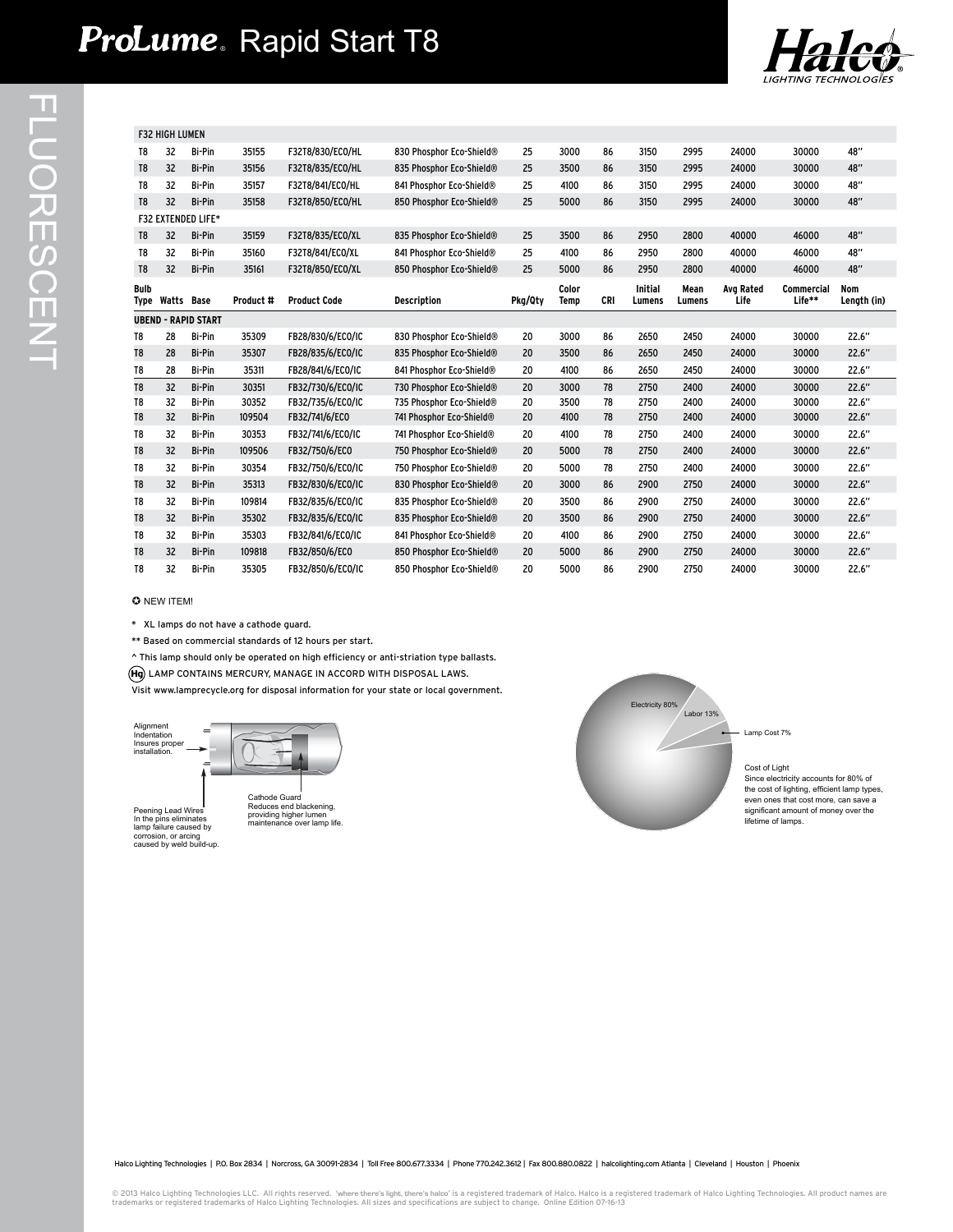# ProLume® Rapid Start T8

FLUORESCENT

| Bulb Type | Watts | Base | Product # | Product Code | Description | Pkg/Qty | Color Temp | CRI | Initial Lumens | Mean Lumens | Avg Rated Life | Commercial Life** | Nom Length (in) |
|---|---|---|---|---|---|---|---|---|---|---|---|---|---|
| **F32 HIGH LUMEN** | | | | | | | | | | | | | |
| T8 | 32 | Bi-Pin | 35155 | F32T8/830/ECO/HL | 830 Phosphor Eco-Shield® | 25 | 3000 | 86 | 3150 | 2995 | 24000 | 30000 | 48" |
| T8 | 32 | Bi-Pin | 35156 | F32T8/835/ECO/HL | 835 Phosphor Eco-Shield® | 25 | 3500 | 86 | 3150 | 2995 | 24000 | 30000 | 48" |
| T8 | 32 | Bi-Pin | 35157 | F32T8/841/ECO/HL | 841 Phosphor Eco-Shield® | 25 | 4100 | 86 | 3150 | 2995 | 24000 | 30000 | 48" |
| T8 | 32 | Bi-Pin | 35158 | F32T8/850/ECO/HL | 850 Phosphor Eco-Shield® | 25 | 5000 | 86 | 3150 | 2995 | 24000 | 30000 | 48" |
| **F32 EXTENDED LIFE*** | | | | | | | | | | | | | |
| T8 | 32 | Bi-Pin | 35159 | F32T8/835/ECO/XL | 835 Phosphor Eco-Shield® | 25 | 3500 | 86 | 2950 | 2800 | 40000 | 46000 | 48" |
| T8 | 32 | Bi-Pin | 35160 | F32T8/841/ECO/XL | 841 Phosphor Eco-Shield® | 25 | 4100 | 86 | 2950 | 2800 | 40000 | 46000 | 48" |
| T8 | 32 | Bi-Pin | 35161 | F32T8/850/ECO/XL | 850 Phosphor Eco-Shield® | 25 | 5000 | 86 | 2950 | 2800 | 40000 | 46000 | 48" |
| **UBEND - RAPID START** | | | | | | | | | | | | | |
| T8 | 28 | Bi-Pin | 35309 | FB28/830/6/ECO/IC | 830 Phosphor Eco-Shield® | 20 | 3000 | 86 | 2650 | 2450 | 24000 | 30000 | 22.6" |
| T8 | 28 | Bi-Pin | 35307 | FB28/835/6/ECO/IC | 835 Phosphor Eco-Shield® | 20 | 3500 | 86 | 2650 | 2450 | 24000 | 30000 | 22.6" |
| T8 | 28 | Bi-Pin | 35311 | FB28/841/6/ECO/IC | 841 Phosphor Eco-Shield® | 20 | 4100 | 86 | 2650 | 2450 | 24000 | 30000 | 22.6" |
| T8 | 32 | Bi-Pin | 30351 | FB32/730/6/ECO/IC | 730 Phosphor Eco-Shield® | 20 | 3000 | 78 | 2750 | 2400 | 24000 | 30000 | 22.6" |
| T8 | 32 | Bi-Pin | 30352 | FB32/735/6/ECO/IC | 735 Phosphor Eco-Shield® | 20 | 3500 | 78 | 2750 | 2400 | 24000 | 30000 | 22.6" |
| T8 | 32 | Bi-Pin | 109504 | FB32/741/6/ECO | 741 Phosphor Eco-Shield® | 20 | 4100 | 78 | 2750 | 2400 | 24000 | 30000 | 22.6" |
| T8 | 32 | Bi-Pin | 30353 | FB32/741/6/ECO/IC | 741 Phosphor Eco-Shield® | 20 | 4100 | 78 | 2750 | 2400 | 24000 | 30000 | 22.6" |
| T8 | 32 | Bi-Pin | 109506 | FB32/750/6/ECO | 750 Phosphor Eco-Shield® | 20 | 5000 | 78 | 2750 | 2400 | 24000 | 30000 | 22.6" |
| T8 | 32 | Bi-Pin | 30354 | FB32/750/6/ECO/IC | 750 Phosphor Eco-Shield® | 20 | 5000 | 78 | 2750 | 2400 | 24000 | 30000 | 22.6" |
| T8 | 32 | Bi-Pin | 35313 | FB32/830/6/ECO/IC | 830 Phosphor Eco-Shield® | 20 | 3000 | 86 | 2900 | 2750 | 24000 | 30000 | 22.6" |
| T8 | 32 | Bi-Pin | 109814 | FB32/835/6/ECO/IC | 835 Phosphor Eco-Shield® | 20 | 3500 | 86 | 2900 | 2750 | 24000 | 30000 | 22.6" |
| T8 | 32 | Bi-Pin | 35302 | FB32/835/6/ECO/IC | 835 Phosphor Eco-Shield® | 20 | 3500 | 86 | 2900 | 2750 | 24000 | 30000 | 22.6" |
| T8 | 32 | Bi-Pin | 35303 | FB32/841/6/ECO/IC | 841 Phosphor Eco-Shield® | 20 | 4100 | 86 | 2900 | 2750 | 24000 | 30000 | 22.6" |
| T8 | 32 | Bi-Pin | 109818 | FB32/850/6/ECO | 850 Phosphor Eco-Shield® | 20 | 5000 | 86 | 2900 | 2750 | 24000 | 30000 | 22.6" |
| T8 | 32 | Bi-Pin | 35305 | FB32/850/6/ECO/IC | 850 Phosphor Eco-Shield® | 20 | 5000 | 86 | 2900 | 2750 | 24000 | 30000 | 22.6" |

✪ NEW ITEM!

\* XL lamps do not have a cathode guard.

** Based on commercial standards of 12 hours per start.

^ This lamp should only be operated on high efficiency or anti-striation type ballasts.

Hg LAMP CONTAINS MERCURY, MANAGE IN ACCORD WITH DISPOSAL LAWS.

Visit www.lamprecycle.org for disposal information for your state or local government.

Alignment Indentation Insures proper installation.

Peening Lead Wires In the pins eliminates lamp failure caused by corrosion, or arcing caused by weld build-up.

Cathode Guard Reduces end blackening, providing higher lumen maintenance over lamp life.

Electricity 80%

Labor 13%

Lamp Cost 7%

Cost of Light
Since electricity accounts for 80% of the cost of lighting, efficient lamp types, even ones that cost more, can save a significant amount of money over the lifetime of lamps.

Halco Lighting Technologies | P.O. Box 2834 | Norcross, GA 30091-2834 | Toll Free 800.677.3334 | Phone 770.242.3612 | Fax 800.880.0822 | halcolighting.com Atlanta | Cleveland | Houston | Phoenix

© 2013 Halco Lighting Technologies LLC. All rights reserved. 'where there's light, there's halco' is a registered trademark of Halco. Halco is a registered trademark of Halco Lighting Technologies. All product names are trademarks or registered trademarks of Halco Lighting Technologies. All sizes and specifications are subject to change. Online Edition 07-16-13